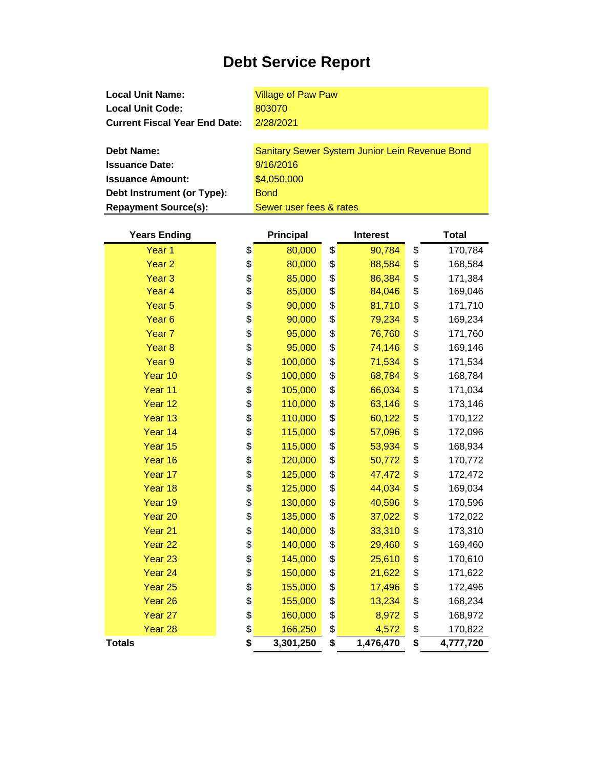# Debt Service Report

| | |
|---|---|
| **Local Unit Name:** | Village of Paw Paw |
| **Local Unit Code:** | 803070 |
| **Current Fiscal Year End Date:** | 2/28/2021 |

| | |
|---|---|
| **Debt Name:** | Sanitary Sewer System Junior Lein Revenue Bond |
| **Issuance Date:** | 9/16/2016 |
| **Issuance Amount:** | $4,050,000 |
| **Debt Instrument (or Type):** | Bond |
| **Repayment Source(s):** | Sewer user fees & rates |

| Years Ending | Principal | Interest | Total |
|---|---|---|---|
| Year 1 | $ 80,000 | $ 90,784 | $ 170,784 |
| Year 2 | $ 80,000 | $ 88,584 | $ 168,584 |
| Year 3 | $ 85,000 | $ 86,384 | $ 171,384 |
| Year 4 | $ 85,000 | $ 84,046 | $ 169,046 |
| Year 5 | $ 90,000 | $ 81,710 | $ 171,710 |
| Year 6 | $ 90,000 | $ 79,234 | $ 169,234 |
| Year 7 | $ 95,000 | $ 76,760 | $ 171,760 |
| Year 8 | $ 95,000 | $ 74,146 | $ 169,146 |
| Year 9 | $ 100,000 | $ 71,534 | $ 171,534 |
| Year 10 | $ 100,000 | $ 68,784 | $ 168,784 |
| Year 11 | $ 105,000 | $ 66,034 | $ 171,034 |
| Year 12 | $ 110,000 | $ 63,146 | $ 173,146 |
| Year 13 | $ 110,000 | $ 60,122 | $ 170,122 |
| Year 14 | $ 115,000 | $ 57,096 | $ 172,096 |
| Year 15 | $ 115,000 | $ 53,934 | $ 168,934 |
| Year 16 | $ 120,000 | $ 50,772 | $ 170,772 |
| Year 17 | $ 125,000 | $ 47,472 | $ 172,472 |
| Year 18 | $ 125,000 | $ 44,034 | $ 169,034 |
| Year 19 | $ 130,000 | $ 40,596 | $ 170,596 |
| Year 20 | $ 135,000 | $ 37,022 | $ 172,022 |
| Year 21 | $ 140,000 | $ 33,310 | $ 173,310 |
| Year 22 | $ 140,000 | $ 29,460 | $ 169,460 |
| Year 23 | $ 145,000 | $ 25,610 | $ 170,610 |
| Year 24 | $ 150,000 | $ 21,622 | $ 171,622 |
| Year 25 | $ 155,000 | $ 17,496 | $ 172,496 |
| Year 26 | $ 155,000 | $ 13,234 | $ 168,234 |
| Year 27 | $ 160,000 | $ 8,972 | $ 168,972 |
| Year 28 | $ 166,250 | $ 4,572 | $ 170,822 |
| **Totals** | **$ 3,301,250** | **$ 1,476,470** | **$ 4,777,720** |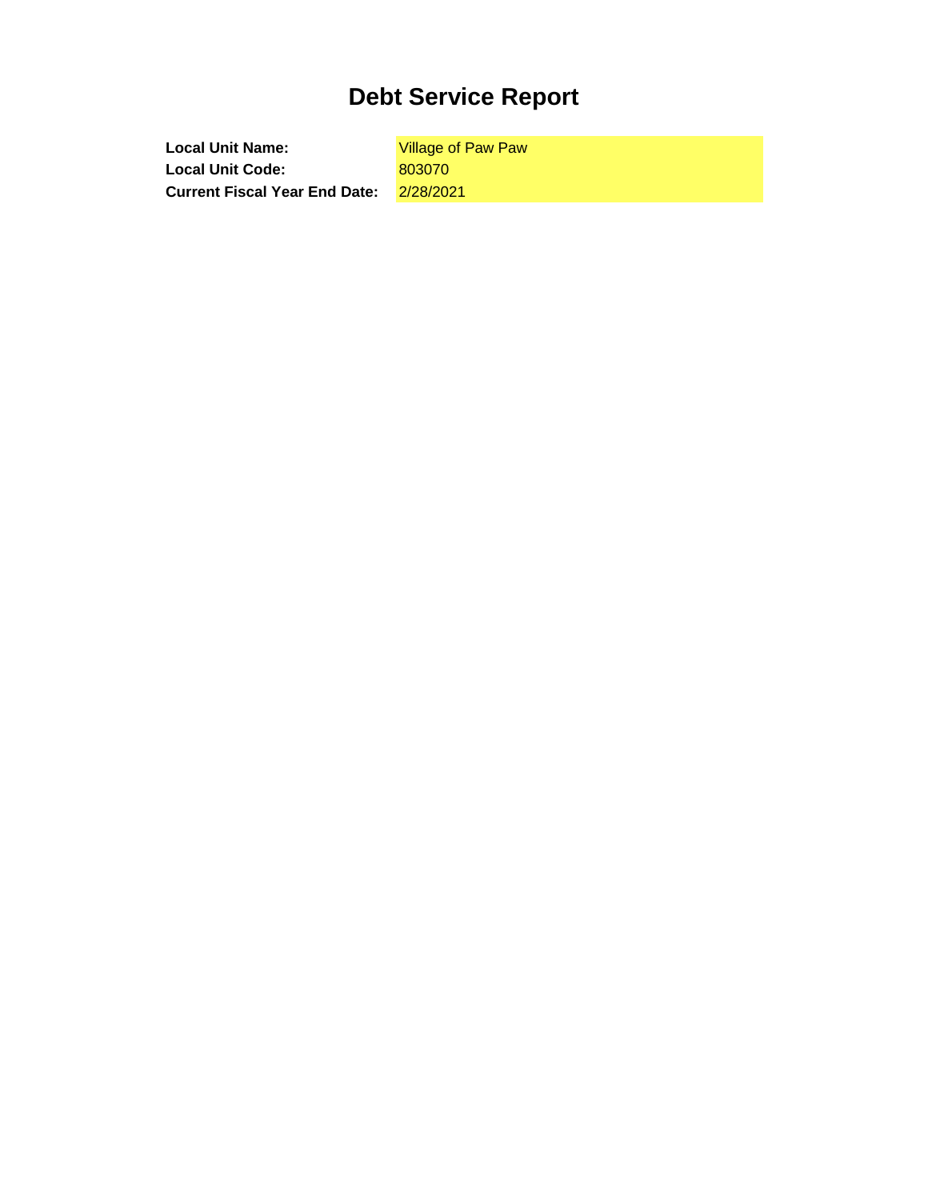# Debt Service Report

| | |
|---|---|
| **Local Unit Name:** | Village of Paw Paw |
| **Local Unit Code:** | 803070 |
| **Current Fiscal Year End Date:** | 2/28/2021 |